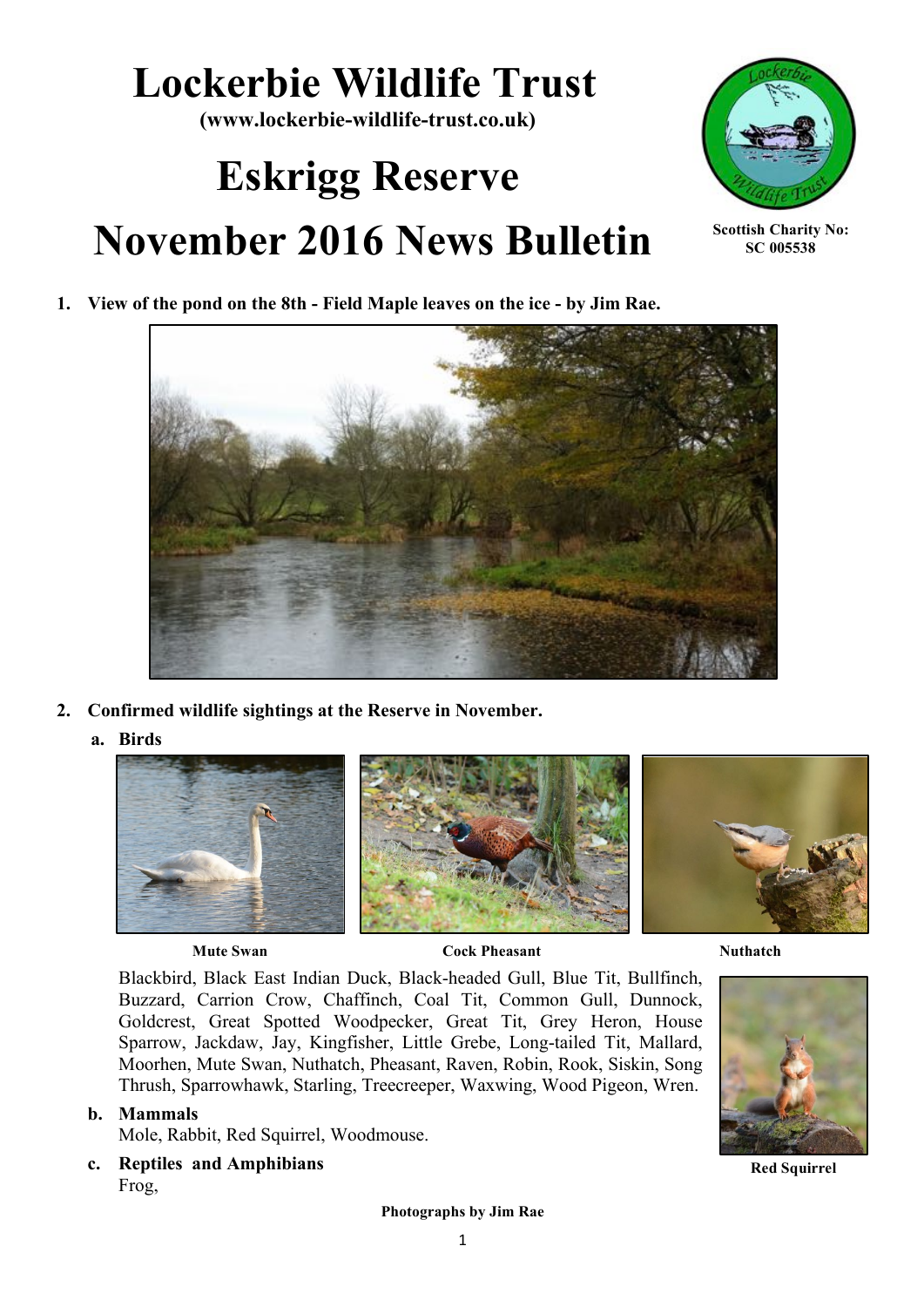# Lockerbie Wildlife Trust

**(www.lockerbie-wildlife-trust.co.uk)**

# Eskrigg Reserve

# November 2016 News Bulletin

**Scottish Charity No: SC 005538**

1. **View of the pond on the 8th - Field Maple leaves on the ice - by Jim Rae.**

2. **Confirmed wildlife sightings at the Reserve in November.**

   a. **Birds**

   **Mute Swan** **Cock Pheasant** **Nuthatch**

   Blackbird, Black East Indian Duck, Black-headed Gull, Blue Tit, Bullfinch, Buzzard, Carrion Crow, Chaffinch, Coal Tit, Common Gull, Dunnock, Goldcrest, Great Spotted Woodpecker, Great Tit, Grey Heron, House Sparrow, Jackdaw, Jay, Kingfisher, Little Grebe, Long-tailed Tit, Mallard, Moorhen, Mute Swan, Nuthatch, Pheasant, Raven, Robin, Rook, Siskin, Song Thrush, Sparrowhawk, Starling, Treecreeper, Waxwing, Wood Pigeon, Wren.

   b. **Mammals**

   Mole, Rabbit, Red Squirrel, Woodmouse.

   **Red Squirrel**

   c. **Reptiles and Amphibians**

   Frog,

**Photographs by Jim Rae**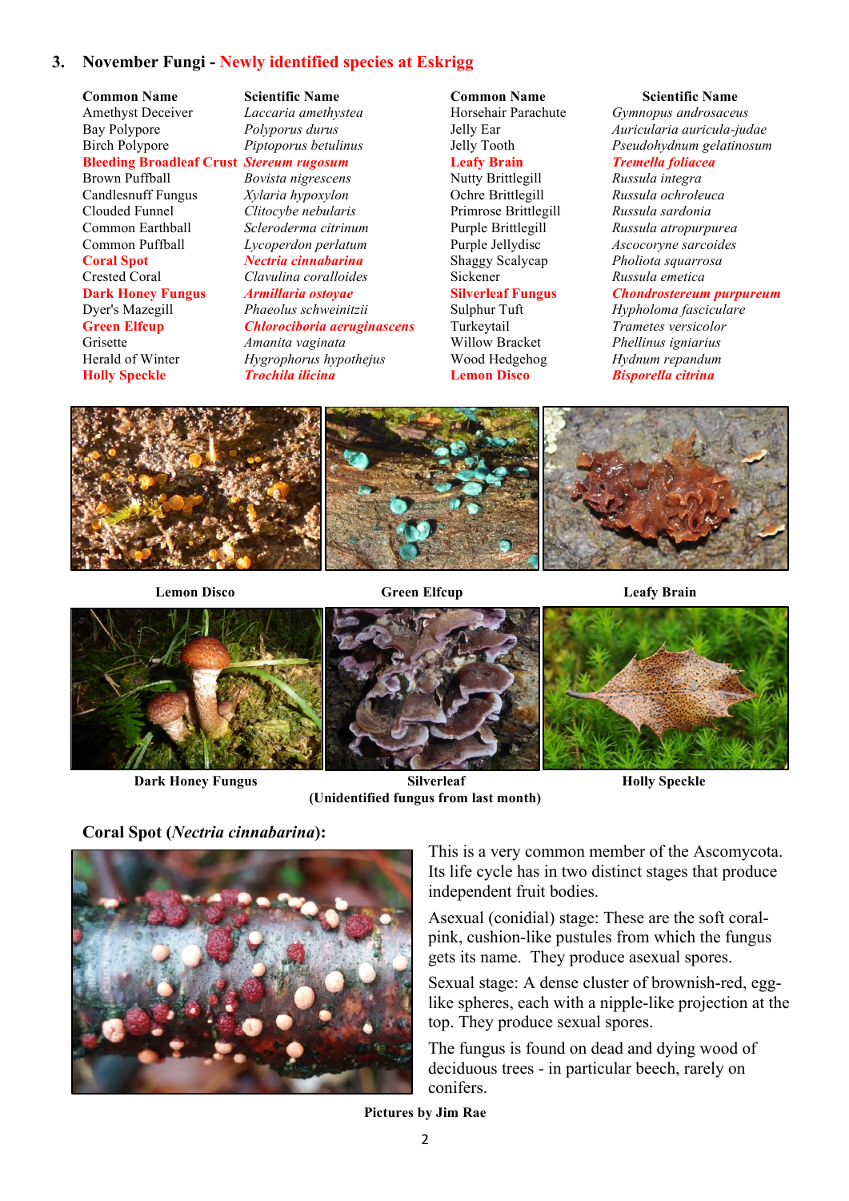### 3. November Fungi - Newly identified species at Eskrigg

| Common Name | Scientific Name | Common Name | Scientific Name |
|---|---|---|---|
| Amethyst Deceiver | *Laccaria amethystea* | Horsehair Parachute | *Gymnopus androsaceus* |
| Bay Polypore | *Polyporus durus* | Jelly Ear | *Auricularia auricula-judae* |
| Birch Polypore | *Piptoporus betulinus* | Jelly Tooth | *Pseudohydnum gelatinosum* |
| **Bleeding Broadleaf Crust** | ***Stereum rugosum*** | **Leafy Brain** | ***Tremella foliacea*** |
| Brown Puffball | *Bovista nigrescens* | Nutty Brittlegill | *Russula integra* |
| Candlesnuff Fungus | *Xylaria hypoxylon* | Ochre Brittlegill | *Russula ochroleuca* |
| Clouded Funnel | *Clitocybe nebularis* | Primrose Brittlegill | *Russula sardonia* |
| Common Earthball | *Scleroderma citrinum* | Purple Brittlegill | *Russula atropurpurea* |
| Common Puffball | *Lycoperdon perlatum* | Purple Jellydisc | *Ascocoryne sarcoides* |
| **Coral Spot** | ***Nectria cinnabarina*** | Shaggy Scalycap | *Pholiota squarrosa* |
| Crested Coral | *Clavulina coralloides* | Sickener | *Russula emetica* |
| **Dark Honey Fungus** | ***Armillaria ostoyae*** | **Silverleaf Fungus** | ***Chondrostereum purpureum*** |
| Dyer's Mazegill | *Phaeolus schweinitzii* | Sulphur Tuft | *Hypholoma fasciculare* |
| **Green Elfcup** | ***Chlorociboria aeruginascens*** | Turkeytail | *Trametes versicolor* |
| Grisette | *Amanita vaginata* | Willow Bracket | *Phellinus igniarius* |
| Herald of Winter | *Hygrophorus hypothejus* | Wood Hedgehog | *Hydnum repandum* |
| **Holly Speckle** | ***Trochila ilicina*** | **Lemon Disco** | ***Bisporella citrina*** |

**Lemon Disco** **Green Elfcup** **Leafy Brain**

**Dark Honey Fungus** **Silverleaf (Unidentified fungus from last month)** **Holly Speckle**

**Coral Spot (*Nectria cinnabarina*):**

This is a very common member of the Ascomycota. Its life cycle has in two distinct stages that produce independent fruit bodies.

Asexual (conidial) stage: These are the soft coral-pink, cushion-like pustules from which the fungus gets its name. They produce asexual spores.

Sexual stage: A dense cluster of brownish-red, egg-like spheres, each with a nipple-like projection at the top. They produce sexual spores.

The fungus is found on dead and dying wood of deciduous trees - in particular beech, rarely on conifers.

**Pictures by Jim Rae**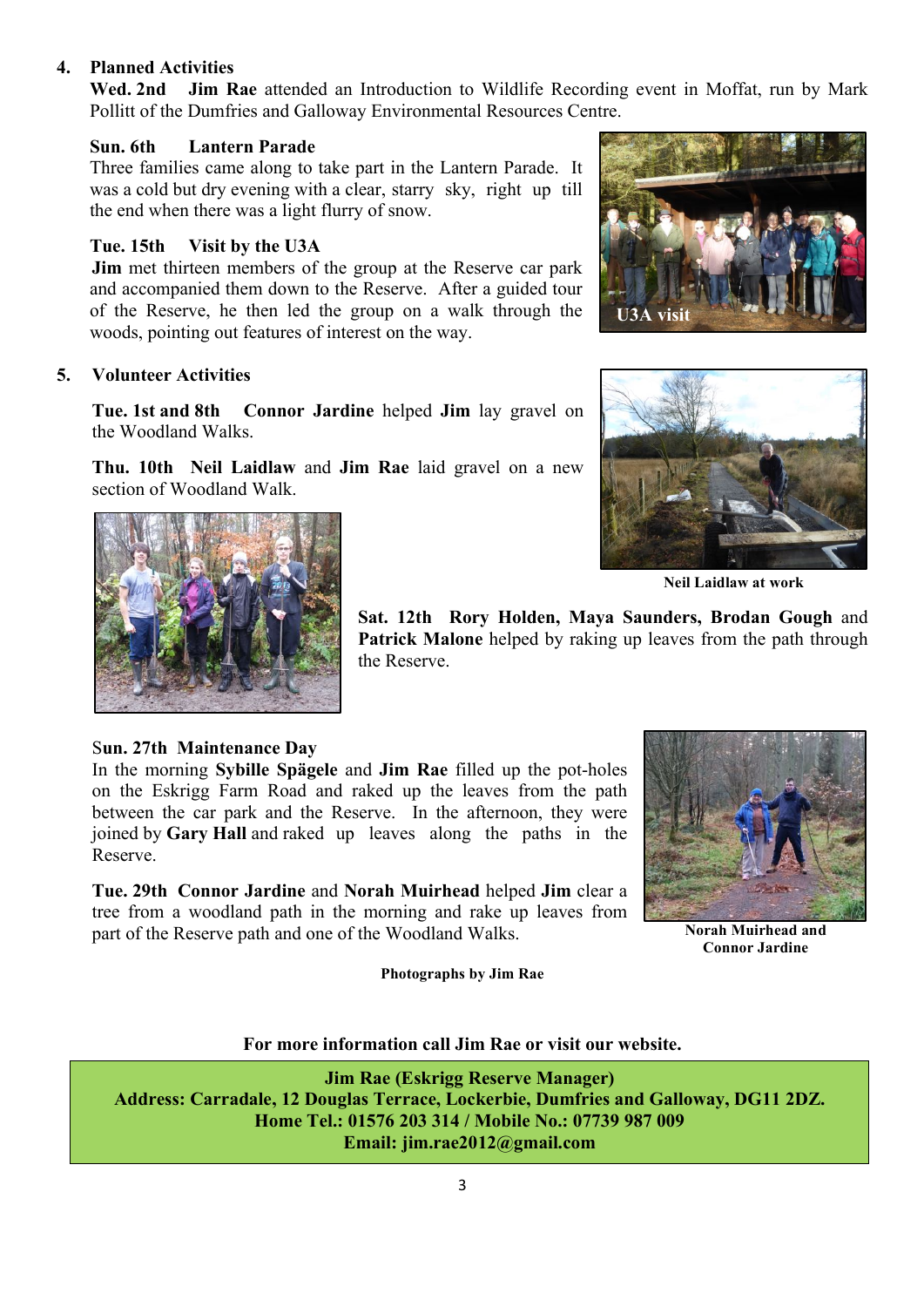## 4. Planned Activities

**Wed. 2nd** **Jim Rae** attended an Introduction to Wildlife Recording event in Moffat, run by Mark Pollitt of the Dumfries and Galloway Environmental Resources Centre.

**Sun. 6th Lantern Parade**
Three families came along to take part in the Lantern Parade. It was a cold but dry evening with a clear, starry sky, right up till the end when there was a light flurry of snow.

**Tue. 15th Visit by the U3A**
**Jim** met thirteen members of the group at the Reserve car park and accompanied them down to the Reserve. After a guided tour of the Reserve, he then led the group on a walk through the woods, pointing out features of interest on the way.

U3A visit

## 5. Volunteer Activities

**Tue. 1st and 8th** **Connor Jardine** helped **Jim** lay gravel on the Woodland Walks.

**Thu. 10th** **Neil Laidlaw** and **Jim Rae** laid gravel on a new section of Woodland Walk.

**Neil Laidlaw at work**

**Sat. 12th** **Rory Holden, Maya Saunders, Brodan Gough** and **Patrick Malone** helped by raking up leaves from the path through the Reserve.

**Sun. 27th Maintenance Day**
In the morning **Sybille Spägele** and **Jim Rae** filled up the pot-holes on the Eskrigg Farm Road and raked up the leaves from the path between the car park and the Reserve. In the afternoon, they were joined by **Gary Hall** and raked up leaves along the paths in the Reserve.

**Tue. 29th** **Connor Jardine** and **Norah Muirhead** helped **Jim** clear a tree from a woodland path in the morning and rake up leaves from part of the Reserve path and one of the Woodland Walks.

**Norah Muirhead and Connor Jardine**

**Photographs by Jim Rae**

**For more information call Jim Rae or visit our website.**

**Jim Rae (Eskrigg Reserve Manager)**
**Address: Carradale, 12 Douglas Terrace, Lockerbie, Dumfries and Galloway, DG11 2DZ.**
**Home Tel.: 01576 203 314 / Mobile No.: 07739 987 009**
**Email: jim.rae2012@gmail.com**